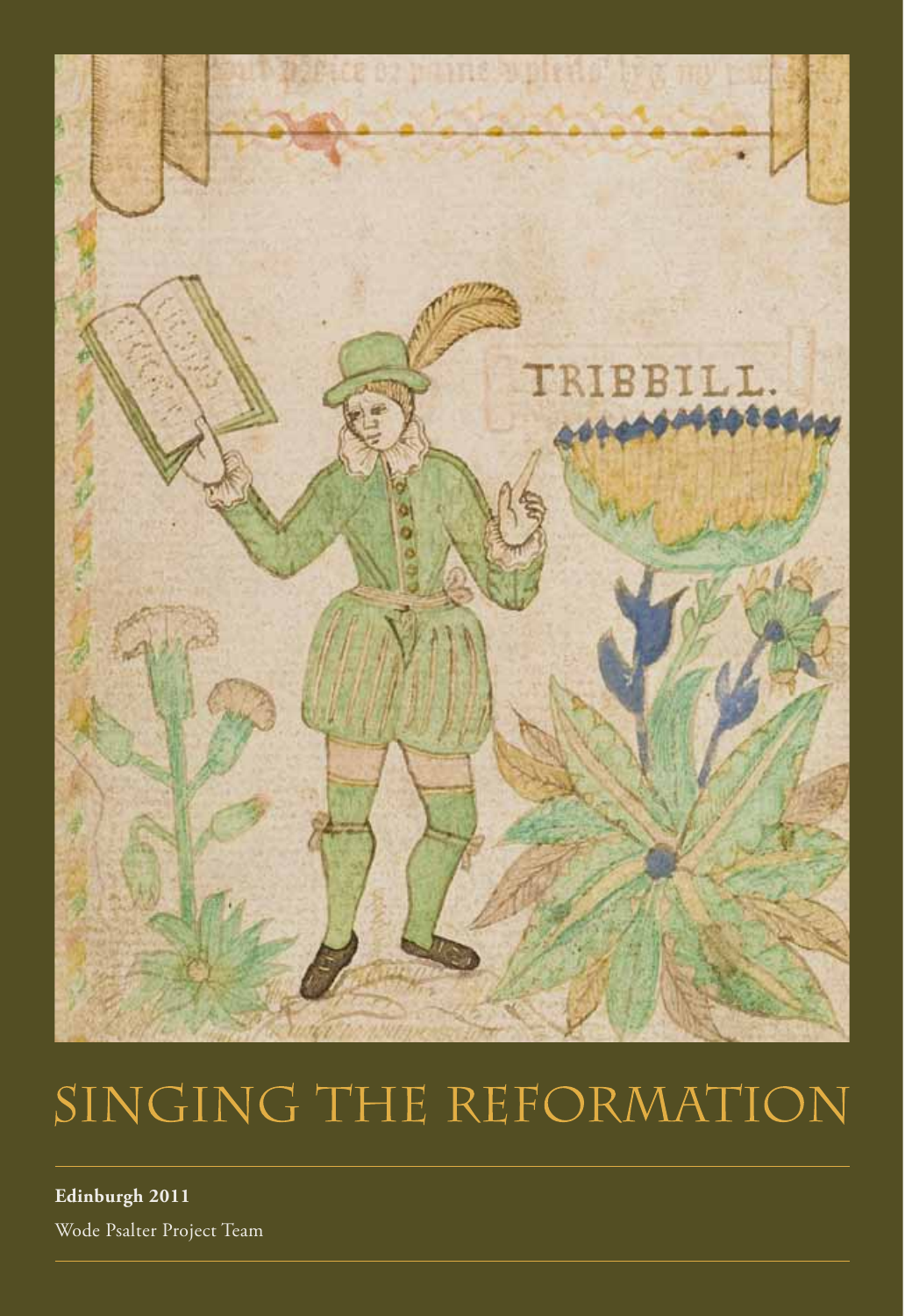# SINGING THE REFORMATION

**Edinburgh 2011**

Wode Psalter Project Team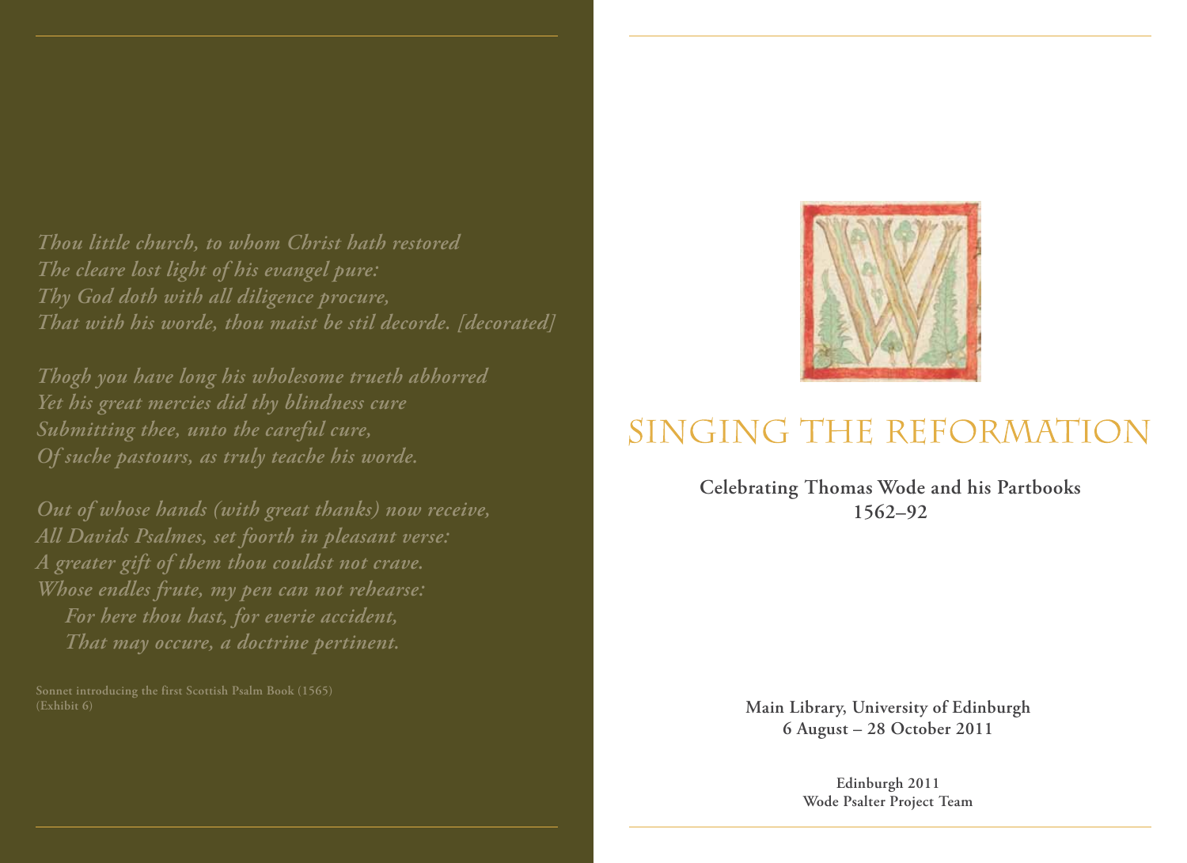*Thou little church, to whom Christ hath restored*
*The cleare lost light of his evangel pure:*
*Thy God doth with all diligence procure,*
*That with his worde, thou maist be stil decorde. [decorated]*

*Thogh you have long his wholesome trueth abhorred*
*Yet his great mercies did thy blindness cure*
*Submitting thee, unto the careful cure,*
*Of suche pastours, as truly teache his worde.*

*Out of whose hands (with great thanks) now receive,*
*All Davids Psalmes, set foorth in pleasant verse:*
*A greater gift of them thou couldst not crave.*
*Whose endles frute, my pen can not rehearse:*
*For here thou hast, for everie accident,*
*That may occure, a doctrine pertinent.*

Sonnet introducing the first Scottish Psalm Book (1565)
(Exhibit 6)

# Singing the Reformation

**Celebrating Thomas Wode and his Partbooks**
**1562–92**

**Main Library, University of Edinburgh**
**6 August – 28 October 2011**

**Edinburgh 2011**
**Wode Psalter Project Team**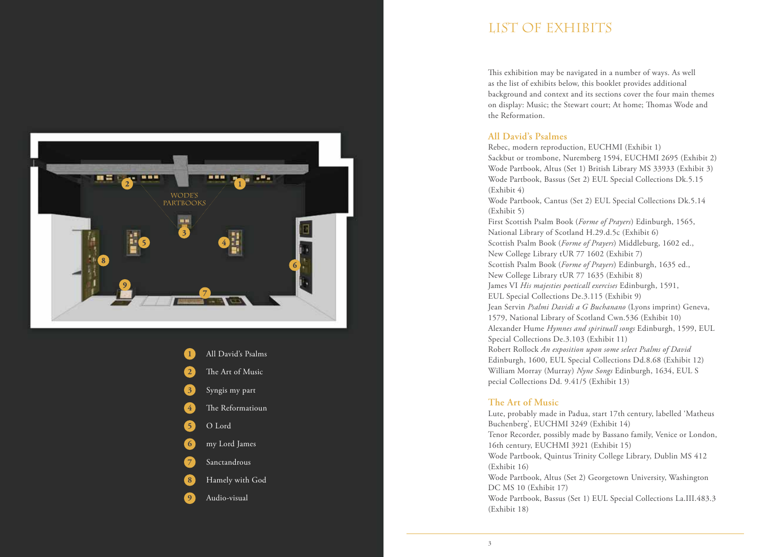WODE'S PARTBOOKS

1. All David's Psalms
2. The Art of Music
3. Syngis my part
4. The Reformatioun
5. O Lord
6. my Lord James
7. Sanctandrous
8. Hamely with God
9. Audio-visual

# LIST OF EXHIBITS

This exhibition may be navigated in a number of ways. As well as the list of exhibits below, this booklet provides additional background and context and its sections cover the four main themes on display: Music; the Stewart court; At home; Thomas Wode and the Reformation.

## All David's Psalmes

Rebec, modern reproduction, EUCHMI (Exhibit 1)
Sackbut or trombone, Nuremberg 1594, EUCHMI 2695 (Exhibit 2)
Wode Partbook, Altus (Set 1) British Library MS 33933 (Exhibit 3)
Wode Partbook, Bassus (Set 2) EUL Special Collections Dk.5.15 (Exhibit 4)
Wode Partbook, Cantus (Set 2) EUL Special Collections Dk.5.14 (Exhibit 5)
First Scottish Psalm Book (*Forme of Prayers*) Edinburgh, 1565, National Library of Scotland H.29.d.5c (Exhibit 6)
Scottish Psalm Book (*Forme of Prayers*) Middleburg, 1602 ed., New College Library tUR 77 1602 (Exhibit 7)
Scottish Psalm Book (*Forme of Prayers*) Edinburgh, 1635 ed., New College Library tUR 77 1635 (Exhibit 8)
James VI *His majesties poeticall exercises* Edinburgh, 1591, EUL Special Collections De.3.115 (Exhibit 9)
Jean Servin *Psalmi Davidi a G Buchanano* (Lyons imprint) Geneva, 1579, National Library of Scotland Cwn.536 (Exhibit 10)
Alexander Hume *Hymnes and spirituall songs* Edinburgh, 1599, EUL Special Collections De.3.103 (Exhibit 11)
Robert Rollock *An exposition upon some select Psalms of David* Edinburgh, 1600, EUL Special Collections Dd.8.68 (Exhibit 12)
William Morray (Murray) *Nyne Songs* Edinburgh, 1634, EUL S pecial Collections Dd. 9.41/5 (Exhibit 13)

## The Art of Music

Lute, probably made in Padua, start 17th century, labelled 'Matheus Buchenberg', EUCHMI 3249 (Exhibit 14)
Tenor Recorder, possibly made by Bassano family, Venice or London, 16th century, EUCHMI 3921 (Exhibit 15)
Wode Partbook, Quintus Trinity College Library, Dublin MS 412 (Exhibit 16)
Wode Partbook, Altus (Set 2) Georgetown University, Washington DC MS 10 (Exhibit 17)
Wode Partbook, Bassus (Set 1) EUL Special Collections La.III.483.3 (Exhibit 18)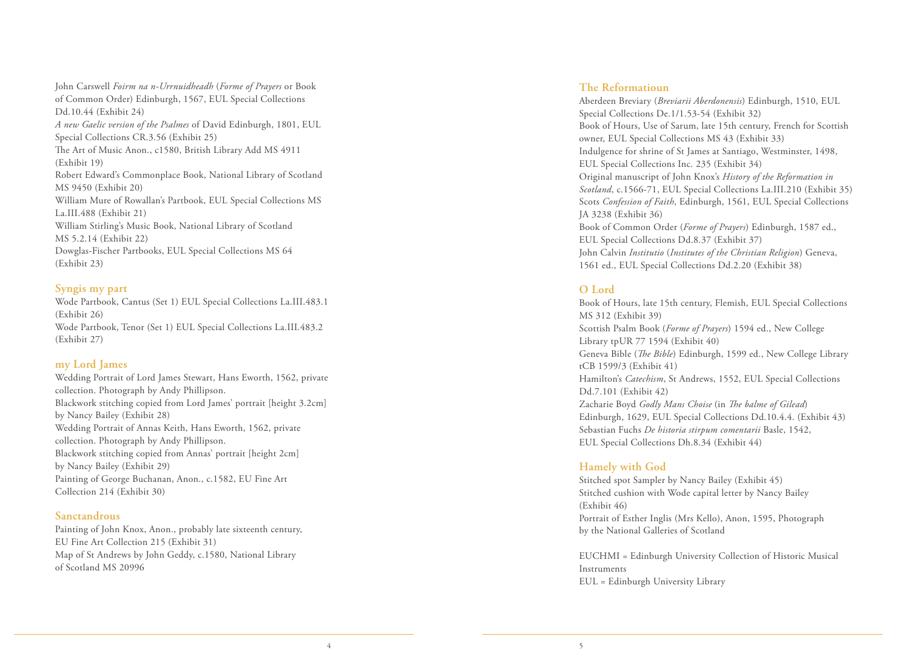John Carswell *Foirm na n-Urrnuidheadh* (*Forme of Prayers* or Book of Common Order) Edinburgh, 1567, EUL Special Collections Dd.10.44 (Exhibit 24)

*A new Gaelic version of the Psalmes* of David Edinburgh, 1801, EUL Special Collections CR.3.56 (Exhibit 25)

The Art of Music Anon., c1580, British Library Add MS 4911 (Exhibit 19)

Robert Edward's Commonplace Book, National Library of Scotland MS 9450 (Exhibit 20)

William Mure of Rowallan's Partbook, EUL Special Collections MS La.III.488 (Exhibit 21)

William Stirling's Music Book, National Library of Scotland MS 5.2.14 (Exhibit 22)

Dowglas-Fischer Partbooks, EUL Special Collections MS 64 (Exhibit 23)

## Syngis my part

Wode Partbook, Cantus (Set 1) EUL Special Collections La.III.483.1 (Exhibit 26)

Wode Partbook, Tenor (Set 1) EUL Special Collections La.III.483.2 (Exhibit 27)

## my Lord James

Wedding Portrait of Lord James Stewart, Hans Eworth, 1562, private collection. Photograph by Andy Phillipson.

Blackwork stitching copied from Lord James' portrait [height 3.2cm] by Nancy Bailey (Exhibit 28)

Wedding Portrait of Annas Keith, Hans Eworth, 1562, private collection. Photograph by Andy Phillipson.

Blackwork stitching copied from Annas' portrait [height 2cm] by Nancy Bailey (Exhibit 29)

Painting of George Buchanan, Anon., c.1582, EU Fine Art Collection 214 (Exhibit 30)

## Sanctandrous

Painting of John Knox, Anon., probably late sixteenth century, EU Fine Art Collection 215 (Exhibit 31)

Map of St Andrews by John Geddy, c.1580, National Library of Scotland MS 20996

## The Reformatioun

Aberdeen Breviary (*Breviarii Aberdonensis*) Edinburgh, 1510, EUL Special Collections De.1/1.53-54 (Exhibit 32)

Book of Hours, Use of Sarum, late 15th century, French for Scottish owner, EUL Special Collections MS 43 (Exhibit 33)

Indulgence for shrine of St James at Santiago, Westminster, 1498, EUL Special Collections Inc. 235 (Exhibit 34)

Original manuscript of John Knox's *History of the Reformation in Scotland*, c.1566-71, EUL Special Collections La.III.210 (Exhibit 35)

Scots *Confession of Faith*, Edinburgh, 1561, EUL Special Collections JA 3238 (Exhibit 36)

Book of Common Order (*Forme of Prayers*) Edinburgh, 1587 ed., EUL Special Collections Dd.8.37 (Exhibit 37)

John Calvin *Institutio* (*Institutes of the Christian Religion*) Geneva, 1561 ed., EUL Special Collections Dd.2.20 (Exhibit 38)

## O Lord

Book of Hours, late 15th century, Flemish, EUL Special Collections MS 312 (Exhibit 39)

Scottish Psalm Book (*Forme of Prayers*) 1594 ed., New College Library tpUR 77 1594 (Exhibit 40)

Geneva Bible (*The Bible*) Edinburgh, 1599 ed., New College Library tCB 1599/3 (Exhibit 41)

Hamilton's *Catechism*, St Andrews, 1552, EUL Special Collections Dd.7.101 (Exhibit 42)

Zacharie Boyd *Godly Mans Choise* (in *The balme of Gilead*) Edinburgh, 1629, EUL Special Collections Dd.10.4.4. (Exhibit 43)

Sebastian Fuchs *De historia stirpum comentarii* Basle, 1542, EUL Special Collections Dh.8.34 (Exhibit 44)

## Hamely with God

Stitched spot Sampler by Nancy Bailey (Exhibit 45)

Stitched cushion with Wode capital letter by Nancy Bailey (Exhibit 46)

Portrait of Esther Inglis (Mrs Kello), Anon, 1595, Photograph by the National Galleries of Scotland

EUCHMI = Edinburgh University Collection of Historic Musical Instruments

EUL = Edinburgh University Library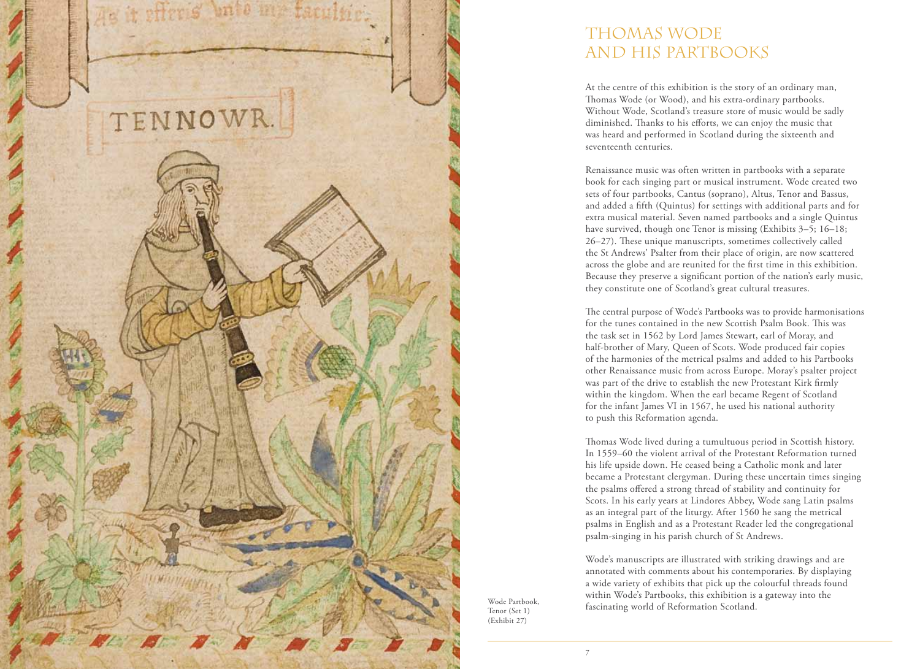# THOMAS WODE AND HIS PARTBOOKS

At the centre of this exhibition is the story of an ordinary man, Thomas Wode (or Wood), and his extra-ordinary partbooks. Without Wode, Scotland's treasure store of music would be sadly diminished. Thanks to his efforts, we can enjoy the music that was heard and performed in Scotland during the sixteenth and seventeenth centuries.

Renaissance music was often written in partbooks with a separate book for each singing part or musical instrument. Wode created two sets of four partbooks, Cantus (soprano), Altus, Tenor and Bassus, and added a fifth (Quintus) for settings with additional parts and for extra musical material. Seven named partbooks and a single Quintus have survived, though one Tenor is missing (Exhibits 3–5; 16–18; 26–27). These unique manuscripts, sometimes collectively called the St Andrews' Psalter from their place of origin, are now scattered across the globe and are reunited for the first time in this exhibition. Because they preserve a significant portion of the nation's early music, they constitute one of Scotland's great cultural treasures.

The central purpose of Wode's Partbooks was to provide harmonisations for the tunes contained in the new Scottish Psalm Book. This was the task set in 1562 by Lord James Stewart, earl of Moray, and half-brother of Mary, Queen of Scots. Wode produced fair copies of the harmonies of the metrical psalms and added to his Partbooks other Renaissance music from across Europe. Moray's psalter project was part of the drive to establish the new Protestant Kirk firmly within the kingdom. When the earl became Regent of Scotland for the infant James VI in 1567, he used his national authority to push this Reformation agenda.

Thomas Wode lived during a tumultuous period in Scottish history. In 1559–60 the violent arrival of the Protestant Reformation turned his life upside down. He ceased being a Catholic monk and later became a Protestant clergyman. During these uncertain times singing the psalms offered a strong thread of stability and continuity for Scots. In his early years at Lindores Abbey, Wode sang Latin psalms as an integral part of the liturgy. After 1560 he sang the metrical psalms in English and as a Protestant Reader led the congregational psalm-singing in his parish church of St Andrews.

Wode's manuscripts are illustrated with striking drawings and are annotated with comments about his contemporaries. By displaying a wide variety of exhibits that pick up the colourful threads found within Wode's Partbooks, this exhibition is a gateway into the fascinating world of Reformation Scotland.

Wode Partbook, Tenor (Set 1) (Exhibit 27)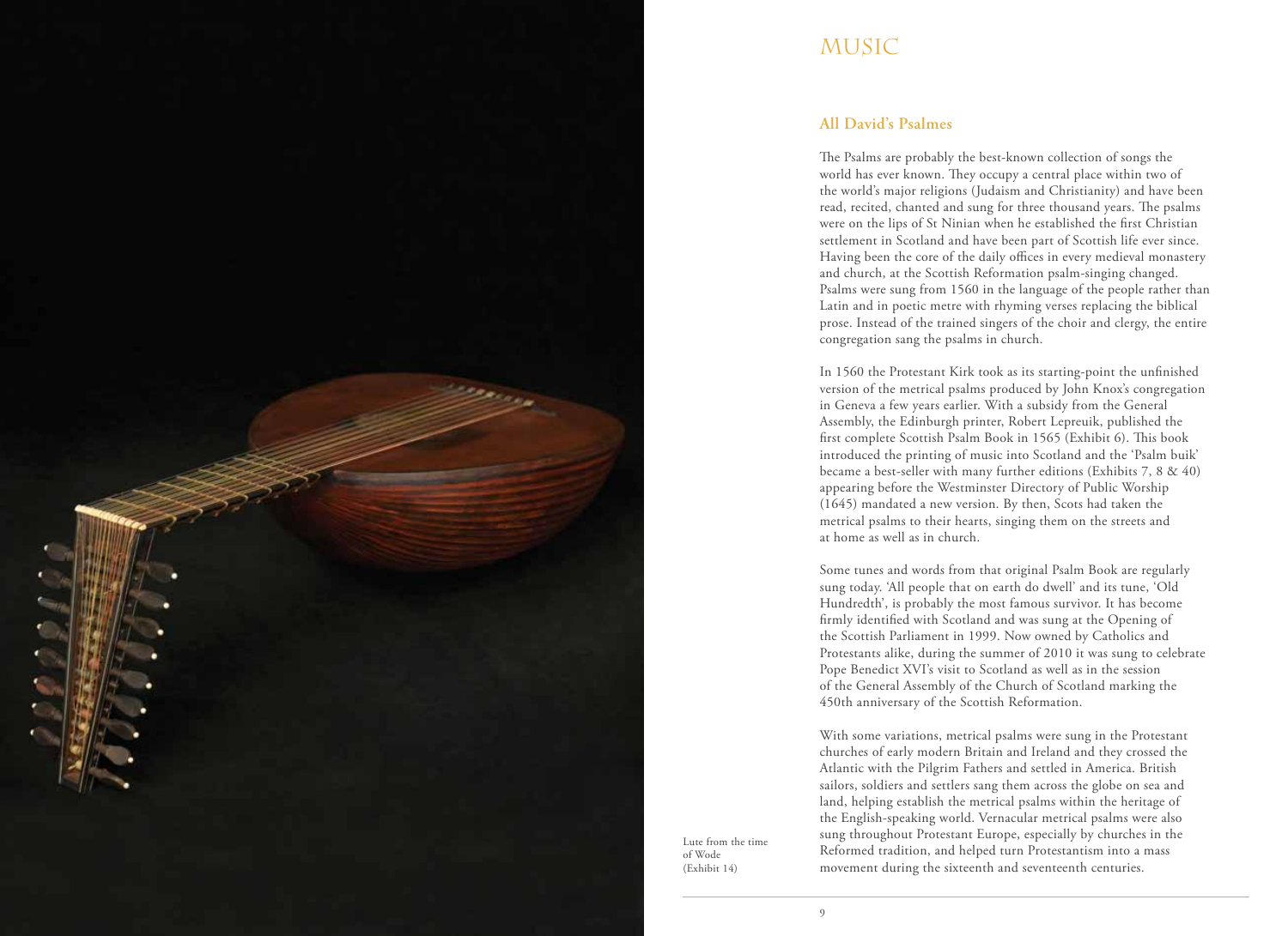# MUSIC

## All David's Psalmes

The Psalms are probably the best-known collection of songs the world has ever known. They occupy a central place within two of the world's major religions (Judaism and Christianity) and have been read, recited, chanted and sung for three thousand years. The psalms were on the lips of St Ninian when he established the first Christian settlement in Scotland and have been part of Scottish life ever since. Having been the core of the daily offices in every medieval monastery and church, at the Scottish Reformation psalm-singing changed. Psalms were sung from 1560 in the language of the people rather than Latin and in poetic metre with rhyming verses replacing the biblical prose. Instead of the trained singers of the choir and clergy, the entire congregation sang the psalms in church.

In 1560 the Protestant Kirk took as its starting-point the unfinished version of the metrical psalms produced by John Knox's congregation in Geneva a few years earlier. With a subsidy from the General Assembly, the Edinburgh printer, Robert Lepreuik, published the first complete Scottish Psalm Book in 1565 (Exhibit 6). This book introduced the printing of music into Scotland and the 'Psalm buik' became a best-seller with many further editions (Exhibits 7, 8 & 40) appearing before the Westminster Directory of Public Worship (1645) mandated a new version. By then, Scots had taken the metrical psalms to their hearts, singing them on the streets and at home as well as in church.

Some tunes and words from that original Psalm Book are regularly sung today. 'All people that on earth do dwell' and its tune, 'Old Hundredth', is probably the most famous survivor. It has become firmly identified with Scotland and was sung at the Opening of the Scottish Parliament in 1999. Now owned by Catholics and Protestants alike, during the summer of 2010 it was sung to celebrate Pope Benedict XVI's visit to Scotland as well as in the session of the General Assembly of the Church of Scotland marking the 450th anniversary of the Scottish Reformation.

With some variations, metrical psalms were sung in the Protestant churches of early modern Britain and Ireland and they crossed the Atlantic with the Pilgrim Fathers and settled in America. British sailors, soldiers and settlers sang them across the globe on sea and land, helping establish the metrical psalms within the heritage of the English-speaking world. Vernacular metrical psalms were also sung throughout Protestant Europe, especially by churches in the Reformed tradition, and helped turn Protestantism into a mass movement during the sixteenth and seventeenth centuries.

Lute from the time of Wode (Exhibit 14)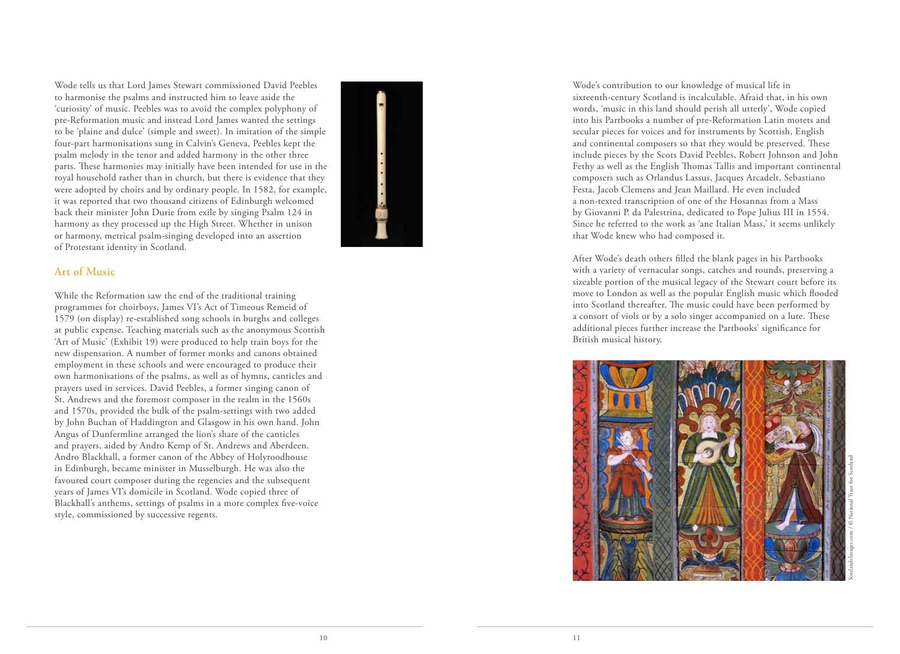Wode tells us that Lord James Stewart commissioned David Peebles to harmonise the psalms and instructed him to leave aside the 'curiosity' of music. Peebles was to avoid the complex polyphony of pre-Reformation music and instead Lord James wanted the settings to be 'plaine and dulce' (simple and sweet). In imitation of the simple four-part harmonisations sung in Calvin's Geneva, Peebles kept the psalm melody in the tenor and added harmony in the other three parts. These harmonies may initially have been intended for use in the royal household rather than in church, but there is evidence that they were adopted by choirs and by ordinary people. In 1582, for example, it was reported that two thousand citizens of Edinburgh welcomed back their minister John Durie from exile by singing Psalm 124 in harmony as they processed up the High Street. Whether in unison or harmony, metrical psalm-singing developed into an assertion of Protestant identity in Scotland.

## Art of Music

While the Reformation saw the end of the traditional training programmes for choirboys, James VI's Act of Timeous Remeid of 1579 (on display) re-established song schools in burghs and colleges at public expense. Teaching materials such as the anonymous Scottish 'Art of Music' (Exhibit 19) were produced to help train boys for the new dispensation. A number of former monks and canons obtained employment in these schools and were encouraged to produce their own harmonisations of the psalms, as well as of hymns, canticles and prayers used in services. David Peebles, a former singing canon of St. Andrews and the foremost composer in the realm in the 1560s and 1570s, provided the bulk of the psalm-settings with two added by John Buchan of Haddington and Glasgow in his own hand. John Angus of Dunfermline arranged the lion's share of the canticles and prayers, aided by Andro Kemp of St. Andrews and Aberdeen. Andro Blackhall, a former canon of the Abbey of Holyroodhouse in Edinburgh, became minister in Musselburgh. He was also the favoured court composer during the regencies and the subsequent years of James VI's domicile in Scotland. Wode copied three of Blackhall's anthems, settings of psalms in a more complex five-voice style, commissioned by successive regents.

Wode's contribution to our knowledge of musical life in sixteenth-century Scotland is incalculable. Afraid that, in his own words, 'music in this land should perish all utterly', Wode copied into his Partbooks a number of pre-Reformation Latin motets and secular pieces for voices and for instruments by Scottish, English and continental composers so that they would be preserved. These include pieces by the Scots David Peebles, Robert Johnson and John Fethy as well as the English Thomas Tallis and important continental composers such as Orlandus Lassus, Jacques Arcadelt, Sebastiano Festa, Jacob Clemens and Jean Maillard. He even included a non-texted transcription of one of the Hosannas from a Mass by Giovanni P. da Palestrina, dedicated to Pope Julius III in 1554. Since he referred to the work as 'ane Italian Mass,' it seems unlikely that Wode knew who had composed it.

After Wode's death others filled the blank pages in his Partbooks with a variety of vernacular songs, catches and rounds, preserving a sizeable portion of the musical legacy of the Stewart court before its move to London as well as the popular English music which flooded into Scotland thereafter. The music could have been performed by a consort of viols or by a solo singer accompanied on a lute. These additional pieces further increase the Partbooks' significance for British musical history.

ScotlandsImages.com / © National Trust for Scotland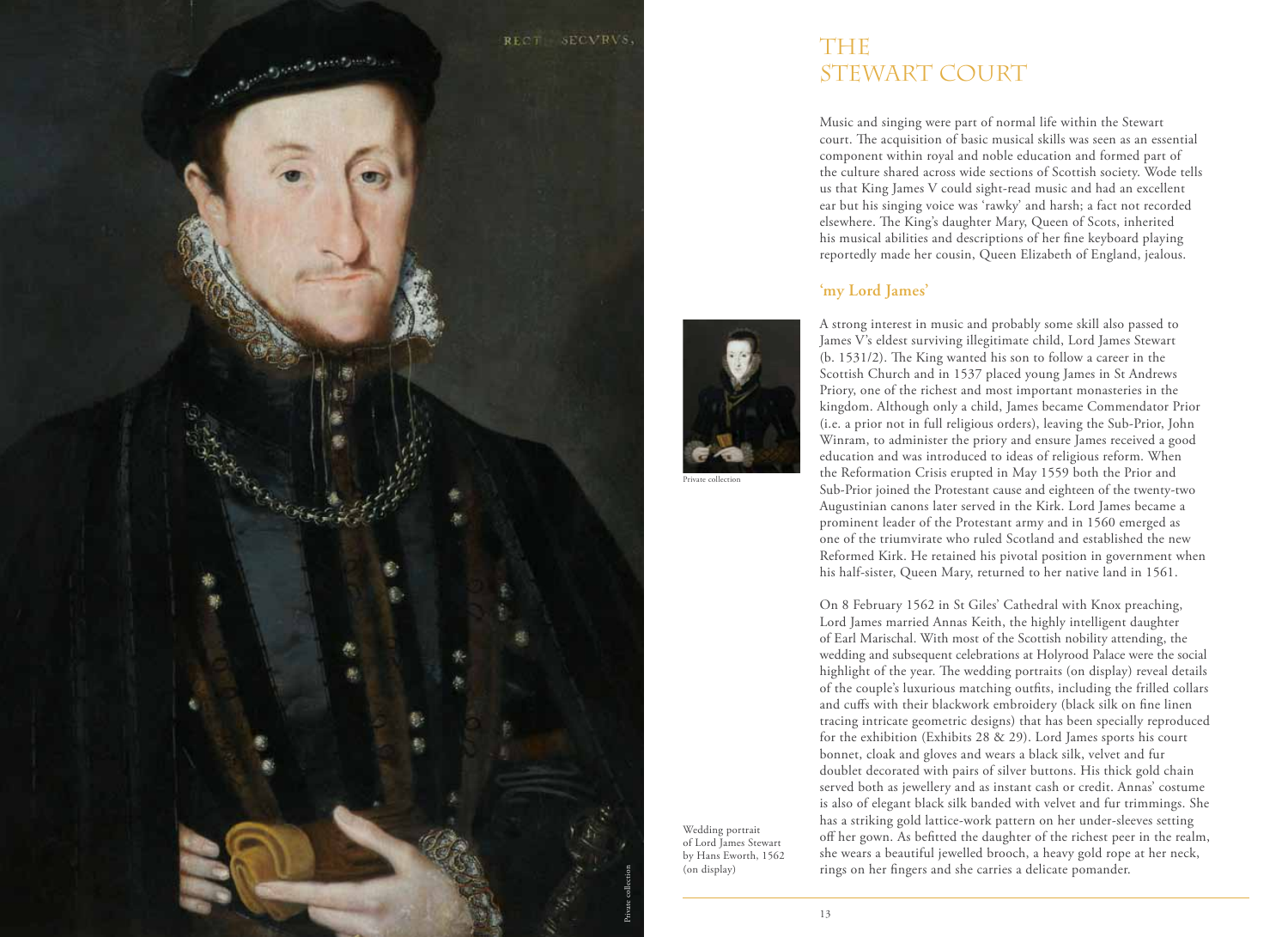# THE STEWART COURT

Music and singing were part of normal life within the Stewart court. The acquisition of basic musical skills was seen as an essential component within royal and noble education and formed part of the culture shared across wide sections of Scottish society. Wode tells us that King James V could sight-read music and had an excellent ear but his singing voice was 'rawky' and harsh; a fact not recorded elsewhere. The King's daughter Mary, Queen of Scots, inherited his musical abilities and descriptions of her fine keyboard playing reportedly made her cousin, Queen Elizabeth of England, jealous.

## 'my Lord James'

A strong interest in music and probably some skill also passed to James V's eldest surviving illegitimate child, Lord James Stewart (b. 1531/2). The King wanted his son to follow a career in the Scottish Church and in 1537 placed young James in St Andrews Priory, one of the richest and most important monasteries in the kingdom. Although only a child, James became Commendator Prior (i.e. a prior not in full religious orders), leaving the Sub-Prior, John Winram, to administer the priory and ensure James received a good education and was introduced to ideas of religious reform. When the Reformation Crisis erupted in May 1559 both the Prior and Sub-Prior joined the Protestant cause and eighteen of the twenty-two Augustinian canons later served in the Kirk. Lord James became a prominent leader of the Protestant army and in 1560 emerged as one of the triumvirate who ruled Scotland and established the new Reformed Kirk. He retained his pivotal position in government when his half-sister, Queen Mary, returned to her native land in 1561.

On 8 February 1562 in St Giles' Cathedral with Knox preaching, Lord James married Annas Keith, the highly intelligent daughter of Earl Marischal. With most of the Scottish nobility attending, the wedding and subsequent celebrations at Holyrood Palace were the social highlight of the year. The wedding portraits (on display) reveal details of the couple's luxurious matching outfits, including the frilled collars and cuffs with their blackwork embroidery (black silk on fine linen tracing intricate geometric designs) that has been specially reproduced for the exhibition (Exhibits 28 & 29). Lord James sports his court bonnet, cloak and gloves and wears a black silk, velvet and fur doublet decorated with pairs of silver buttons. His thick gold chain served both as jewellery and as instant cash or credit. Annas' costume is also of elegant black silk banded with velvet and fur trimmings. She has a striking gold lattice-work pattern on her under-sleeves setting off her gown. As befitted the daughter of the richest peer in the realm, she wears a beautiful jewelled brooch, a heavy gold rope at her neck, rings on her fingers and she carries a delicate pomander.

Private collection

Wedding portrait of Lord James Stewart by Hans Eworth, 1562 (on display)

Private collection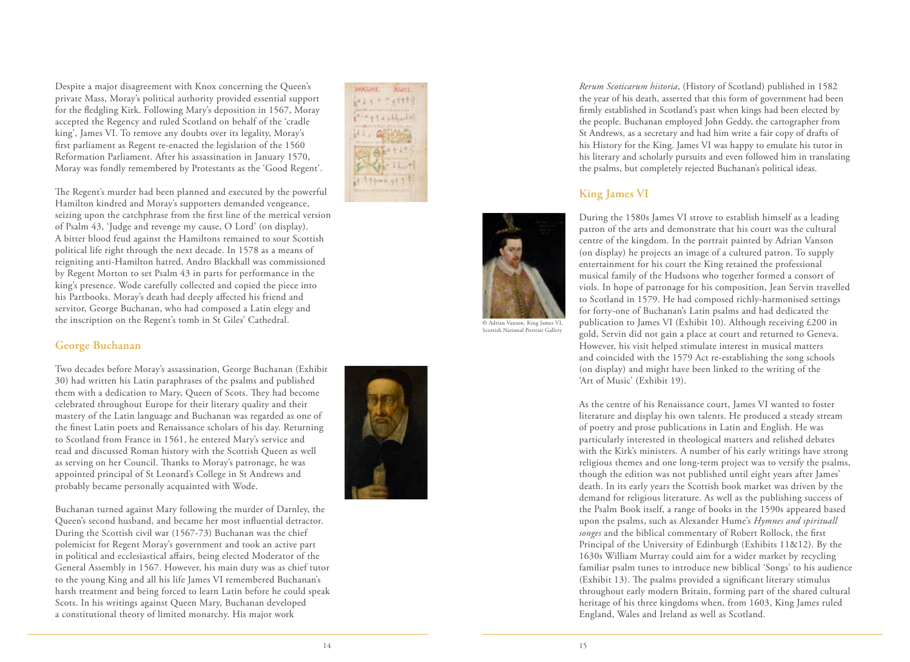Despite a major disagreement with Knox concerning the Queen's private Mass, Moray's political authority provided essential support for the fledgling Kirk. Following Mary's deposition in 1567, Moray accepted the Regency and ruled Scotland on behalf of the 'cradle king', James VI. To remove any doubts over its legality, Moray's first parliament as Regent re-enacted the legislation of the 1560 Reformation Parliament. After his assassination in January 1570, Moray was fondly remembered by Protestants as the 'Good Regent'.

The Regent's murder had been planned and executed by the powerful Hamilton kindred and Moray's supporters demanded vengeance, seizing upon the catchphrase from the first line of the metrical version of Psalm 43, 'Judge and revenge my cause, O Lord' (on display). A bitter blood feud against the Hamiltons remained to sour Scottish political life right through the next decade. In 1578 as a means of reigniting anti-Hamilton hatred, Andro Blackhall was commissioned by Regent Morton to set Psalm 43 in parts for performance in the king's presence. Wode carefully collected and copied the piece into his Partbooks. Moray's death had deeply affected his friend and servitor, George Buchanan, who had composed a Latin elegy and the inscription on the Regent's tomb in St Giles' Cathedral.

## George Buchanan

Two decades before Moray's assassination, George Buchanan (Exhibit 30) had written his Latin paraphrases of the psalms and published them with a dedication to Mary, Queen of Scots. They had become celebrated throughout Europe for their literary quality and their mastery of the Latin language and Buchanan was regarded as one of the finest Latin poets and Renaissance scholars of his day. Returning to Scotland from France in 1561, he entered Mary's service and read and discussed Roman history with the Scottish Queen as well as serving on her Council. Thanks to Moray's patronage, he was appointed principal of St Leonard's College in St Andrews and probably became personally acquainted with Wode.

Buchanan turned against Mary following the murder of Darnley, the Queen's second husband, and became her most influential detractor. During the Scottish civil war (1567-73) Buchanan was the chief polemicist for Regent Moray's government and took an active part in political and ecclesiastical affairs, being elected Moderator of the General Assembly in 1567. However, his main duty was as chief tutor to the young King and all his life James VI remembered Buchanan's harsh treatment and being forced to learn Latin before he could speak Scots. In his writings against Queen Mary, Buchanan developed a constitutional theory of limited monarchy. His major work *Rerum Scoticarum historia*, (History of Scotland) published in 1582 the year of his death, asserted that this form of government had been firmly established in Scotland's past when kings had been elected by the people. Buchanan employed John Geddy, the cartographer from St Andrews, as a secretary and had him write a fair copy of drafts of his History for the King. James VI was happy to emulate his tutor in his literary and scholarly pursuits and even followed him in translating the psalms, but completely rejected Buchanan's political ideas.

## King James VI

© Adrian Vanson, King James VI, Scottish National Portrait Gallery

During the 1580s James VI strove to establish himself as a leading patron of the arts and demonstrate that his court was the cultural centre of the kingdom. In the portrait painted by Adrian Vanson (on display) he projects an image of a cultured patron. To supply entertainment for his court the King retained the professional musical family of the Hudsons who together formed a consort of viols. In hope of patronage for his composition, Jean Servin travelled to Scotland in 1579. He had composed richly-harmonised settings for forty-one of Buchanan's Latin psalms and had dedicated the publication to James VI (Exhibit 10). Although receiving £200 in gold, Servin did not gain a place at court and returned to Geneva. However, his visit helped stimulate interest in musical matters and coincided with the 1579 Act re-establishing the song schools (on display) and might have been linked to the writing of the 'Art of Music' (Exhibit 19).

As the centre of his Renaissance court, James VI wanted to foster literature and display his own talents. He produced a steady stream of poetry and prose publications in Latin and English. He was particularly interested in theological matters and relished debates with the Kirk's ministers. A number of his early writings have strong religious themes and one long-term project was to versify the psalms, though the edition was not published until eight years after James' death. In its early years the Scottish book market was driven by the demand for religious literature. As well as the publishing success of the Psalm Book itself, a range of books in the 1590s appeared based upon the psalms, such as Alexander Hume's *Hymnes and spirituall songes* and the biblical commentary of Robert Rollock, the first Principal of the University of Edinburgh (Exhibits 11&12). By the 1630s William Murray could aim for a wider market by recycling familiar psalm tunes to introduce new biblical 'Songs' to his audience (Exhibit 13). The psalms provided a significant literary stimulus throughout early modern Britain, forming part of the shared cultural heritage of his three kingdoms when, from 1603, King James ruled England, Wales and Ireland as well as Scotland.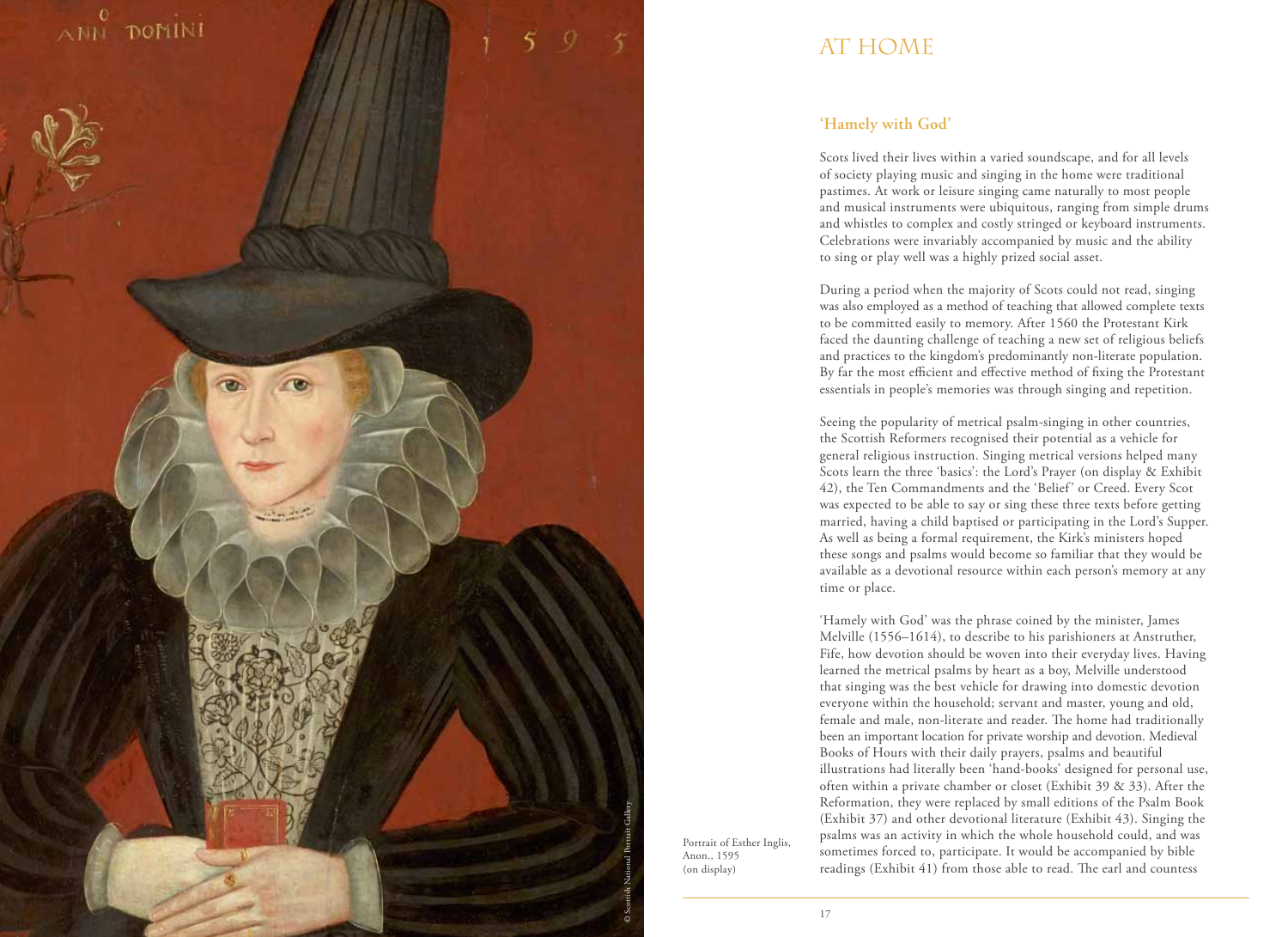# AT HOME

## 'Hamely with God'

Scots lived their lives within a varied soundscape, and for all levels of society playing music and singing in the home were traditional pastimes. At work or leisure singing came naturally to most people and musical instruments were ubiquitous, ranging from simple drums and whistles to complex and costly stringed or keyboard instruments. Celebrations were invariably accompanied by music and the ability to sing or play well was a highly prized social asset.

During a period when the majority of Scots could not read, singing was also employed as a method of teaching that allowed complete texts to be committed easily to memory. After 1560 the Protestant Kirk faced the daunting challenge of teaching a new set of religious beliefs and practices to the kingdom's predominantly non-literate population. By far the most efficient and effective method of fixing the Protestant essentials in people's memories was through singing and repetition.

Seeing the popularity of metrical psalm-singing in other countries, the Scottish Reformers recognised their potential as a vehicle for general religious instruction. Singing metrical versions helped many Scots learn the three 'basics': the Lord's Prayer (on display & Exhibit 42), the Ten Commandments and the 'Belief' or Creed. Every Scot was expected to be able to say or sing these three texts before getting married, having a child baptised or participating in the Lord's Supper. As well as being a formal requirement, the Kirk's ministers hoped these songs and psalms would become so familiar that they would be available as a devotional resource within each person's memory at any time or place.

'Hamely with God' was the phrase coined by the minister, James Melville (1556–1614), to describe to his parishioners at Anstruther, Fife, how devotion should be woven into their everyday lives. Having learned the metrical psalms by heart as a boy, Melville understood that singing was the best vehicle for drawing into domestic devotion everyone within the household; servant and master, young and old, female and male, non-literate and reader. The home had traditionally been an important location for private worship and devotion. Medieval Books of Hours with their daily prayers, psalms and beautiful illustrations had literally been 'hand-books' designed for personal use, often within a private chamber or closet (Exhibit 39 & 33). After the Reformation, they were replaced by small editions of the Psalm Book (Exhibit 37) and other devotional literature (Exhibit 43). Singing the psalms was an activity in which the whole household could, and was sometimes forced to, participate. It would be accompanied by bible readings (Exhibit 41) from those able to read. The earl and countess

Portrait of Esther Inglis, Anon., 1595 (on display)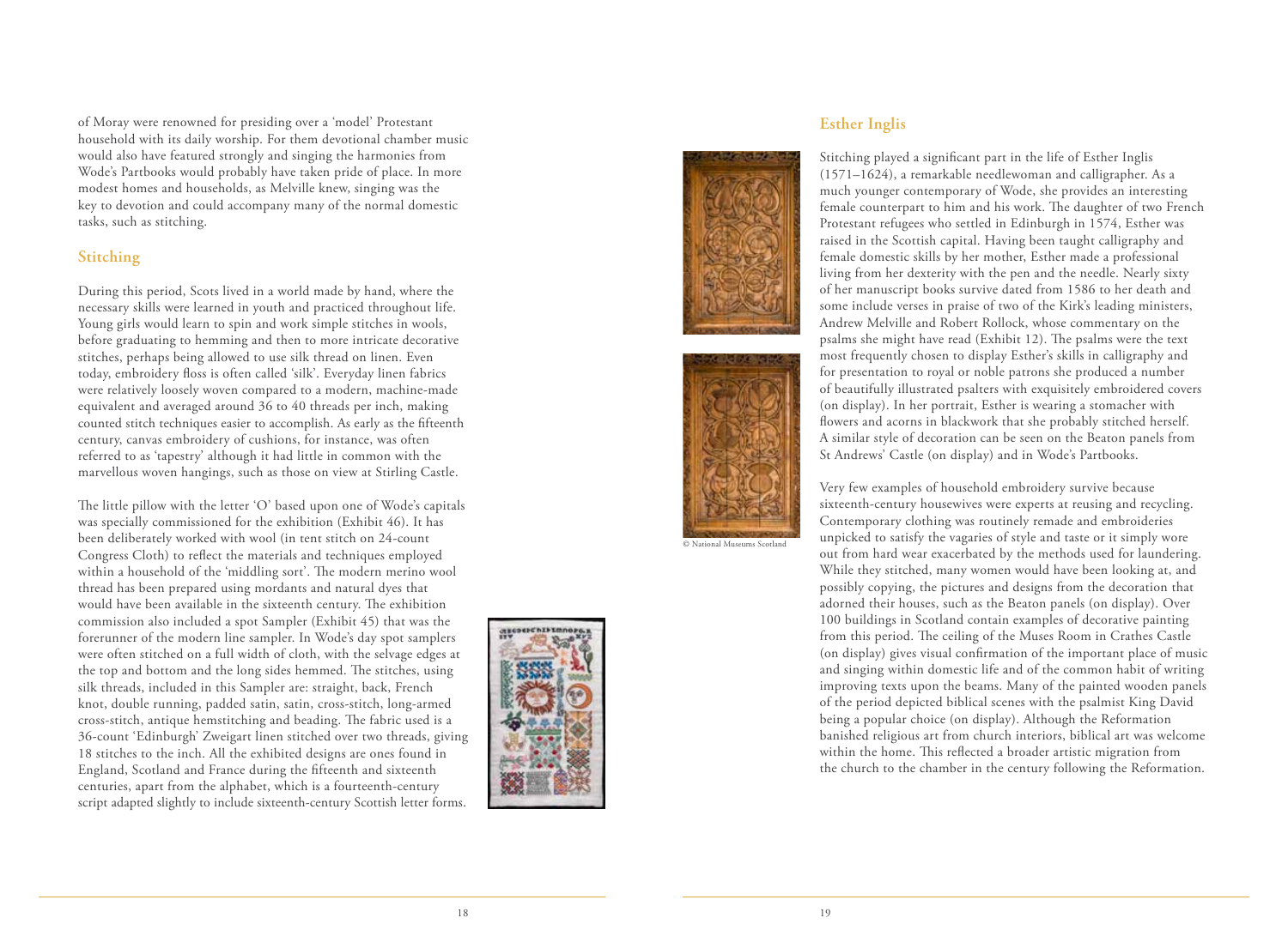of Moray were renowned for presiding over a 'model' Protestant household with its daily worship. For them devotional chamber music would also have featured strongly and singing the harmonies from Wode's Partbooks would probably have taken pride of place. In more modest homes and households, as Melville knew, singing was the key to devotion and could accompany many of the normal domestic tasks, such as stitching.

## Stitching

During this period, Scots lived in a world made by hand, where the necessary skills were learned in youth and practiced throughout life. Young girls would learn to spin and work simple stitches in wools, before graduating to hemming and then to more intricate decorative stitches, perhaps being allowed to use silk thread on linen. Even today, embroidery floss is often called 'silk'. Everyday linen fabrics were relatively loosely woven compared to a modern, machine-made equivalent and averaged around 36 to 40 threads per inch, making counted stitch techniques easier to accomplish. As early as the fifteenth century, canvas embroidery of cushions, for instance, was often referred to as 'tapestry' although it had little in common with the marvellous woven hangings, such as those on view at Stirling Castle.

The little pillow with the letter 'O' based upon one of Wode's capitals was specially commissioned for the exhibition (Exhibit 46). It has been deliberately worked with wool (in tent stitch on 24-count Congress Cloth) to reflect the materials and techniques employed within a household of the 'middling sort'. The modern merino wool thread has been prepared using mordants and natural dyes that would have been available in the sixteenth century. The exhibition commission also included a spot Sampler (Exhibit 45) that was the forerunner of the modern line sampler. In Wode's day spot samplers were often stitched on a full width of cloth, with the selvage edges at the top and bottom and the long sides hemmed. The stitches, using silk threads, included in this Sampler are: straight, back, French knot, double running, padded satin, satin, cross-stitch, long-armed cross-stitch, antique hemstitching and beading. The fabric used is a 36-count 'Edinburgh' Zweigart linen stitched over two threads, giving 18 stitches to the inch. All the exhibited designs are ones found in England, Scotland and France during the fifteenth and sixteenth centuries, apart from the alphabet, which is a fourteenth-century script adapted slightly to include sixteenth-century Scottish letter forms.

© National Museums Scotland

## Esther Inglis

Stitching played a significant part in the life of Esther Inglis (1571–1624), a remarkable needlewoman and calligrapher. As a much younger contemporary of Wode, she provides an interesting female counterpart to him and his work. The daughter of two French Protestant refugees who settled in Edinburgh in 1574, Esther was raised in the Scottish capital. Having been taught calligraphy and female domestic skills by her mother, Esther made a professional living from her dexterity with the pen and the needle. Nearly sixty of her manuscript books survive dated from 1586 to her death and some include verses in praise of two of the Kirk's leading ministers, Andrew Melville and Robert Rollock, whose commentary on the psalms she might have read (Exhibit 12). The psalms were the text most frequently chosen to display Esther's skills in calligraphy and for presentation to royal or noble patrons she produced a number of beautifully illustrated psalters with exquisitely embroidered covers (on display). In her portrait, Esther is wearing a stomacher with flowers and acorns in blackwork that she probably stitched herself. A similar style of decoration can be seen on the Beaton panels from St Andrews' Castle (on display) and in Wode's Partbooks.

Very few examples of household embroidery survive because sixteenth-century housewives were experts at reusing and recycling. Contemporary clothing was routinely remade and embroideries unpicked to satisfy the vagaries of style and taste or it simply wore out from hard wear exacerbated by the methods used for laundering. While they stitched, many women would have been looking at, and possibly copying, the pictures and designs from the decoration that adorned their houses, such as the Beaton panels (on display). Over 100 buildings in Scotland contain examples of decorative painting from this period. The ceiling of the Muses Room in Crathes Castle (on display) gives visual confirmation of the important place of music and singing within domestic life and of the common habit of writing improving texts upon the beams. Many of the painted wooden panels of the period depicted biblical scenes with the psalmist King David being a popular choice (on display). Although the Reformation banished religious art from church interiors, biblical art was welcome within the home. This reflected a broader artistic migration from the church to the chamber in the century following the Reformation.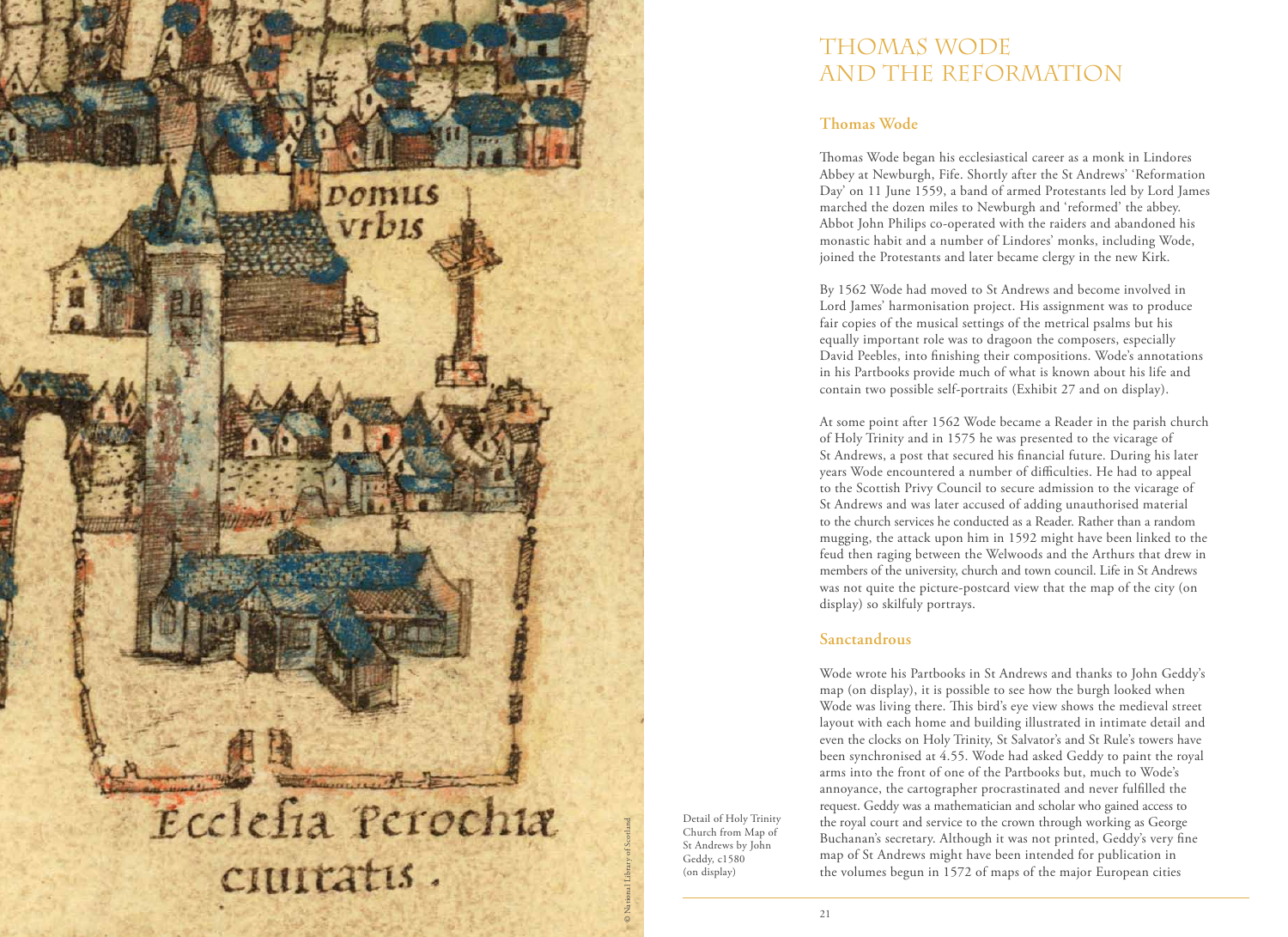# THOMAS WODE AND THE REFORMATION

## Thomas Wode

Thomas Wode began his ecclesiastical career as a monk in Lindores Abbey at Newburgh, Fife. Shortly after the St Andrews' 'Reformation Day' on 11 June 1559, a band of armed Protestants led by Lord James marched the dozen miles to Newburgh and 'reformed' the abbey. Abbot John Philips co-operated with the raiders and abandoned his monastic habit and a number of Lindores' monks, including Wode, joined the Protestants and later became clergy in the new Kirk.

By 1562 Wode had moved to St Andrews and become involved in Lord James' harmonisation project. His assignment was to produce fair copies of the musical settings of the metrical psalms but his equally important role was to dragoon the composers, especially David Peebles, into finishing their compositions. Wode's annotations in his Partbooks provide much of what is known about his life and contain two possible self-portraits (Exhibit 27 and on display).

At some point after 1562 Wode became a Reader in the parish church of Holy Trinity and in 1575 he was presented to the vicarage of St Andrews, a post that secured his financial future. During his later years Wode encountered a number of difficulties. He had to appeal to the Scottish Privy Council to secure admission to the vicarage of St Andrews and was later accused of adding unauthorised material to the church services he conducted as a Reader. Rather than a random mugging, the attack upon him in 1592 might have been linked to the feud then raging between the Welwoods and the Arthurs that drew in members of the university, church and town council. Life in St Andrews was not quite the picture-postcard view that the map of the city (on display) so skilfuly portrays.

## Sanctandrous

Wode wrote his Partbooks in St Andrews and thanks to John Geddy's map (on display), it is possible to see how the burgh looked when Wode was living there. This bird's eye view shows the medieval street layout with each home and building illustrated in intimate detail and even the clocks on Holy Trinity, St Salvator's and St Rule's towers have been synchronised at 4.55. Wode had asked Geddy to paint the royal arms into the front of one of the Partbooks but, much to Wode's annoyance, the cartographer procrastinated and never fulfilled the request. Geddy was a mathematician and scholar who gained access to the royal court and service to the crown through working as George Buchanan's secretary. Although it was not printed, Geddy's very fine map of St Andrews might have been intended for publication in the volumes begun in 1572 of maps of the major European cities

Detail of Holy Trinity Church from Map of St Andrews by John Geddy, c1580 (on display)

© National Library of Scotland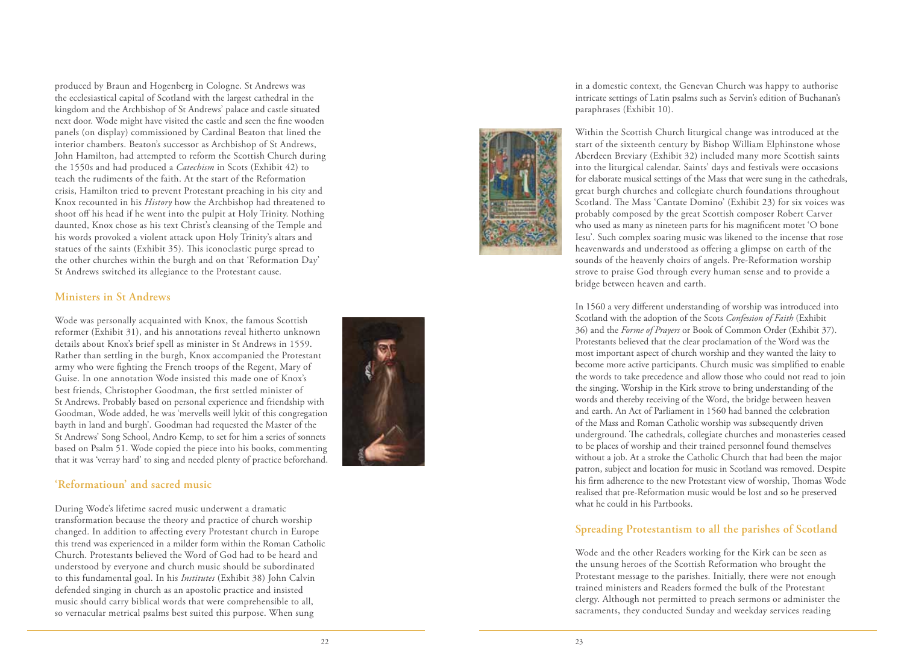produced by Braun and Hogenberg in Cologne. St Andrews was the ecclesiastical capital of Scotland with the largest cathedral in the kingdom and the Archbishop of St Andrews' palace and castle situated next door. Wode might have visited the castle and seen the fine wooden panels (on display) commissioned by Cardinal Beaton that lined the interior chambers. Beaton's successor as Archbishop of St Andrews, John Hamilton, had attempted to reform the Scottish Church during the 1550s and had produced a *Catechism* in Scots (Exhibit 42) to teach the rudiments of the faith. At the start of the Reformation crisis, Hamilton tried to prevent Protestant preaching in his city and Knox recounted in his *History* how the Archbishop had threatened to shoot off his head if he went into the pulpit at Holy Trinity. Nothing daunted, Knox chose as his text Christ's cleansing of the Temple and his words provoked a violent attack upon Holy Trinity's altars and statues of the saints (Exhibit 35). This iconoclastic purge spread to the other churches within the burgh and on that 'Reformation Day' St Andrews switched its allegiance to the Protestant cause.

## Ministers in St Andrews

Wode was personally acquainted with Knox, the famous Scottish reformer (Exhibit 31), and his annotations reveal hitherto unknown details about Knox's brief spell as minister in St Andrews in 1559. Rather than settling in the burgh, Knox accompanied the Protestant army who were fighting the French troops of the Regent, Mary of Guise. In one annotation Wode insisted this made one of Knox's best friends, Christopher Goodman, the first settled minister of St Andrews. Probably based on personal experience and friendship with Goodman, Wode added, he was 'mervells weill lykit of this congregatioun bayth in land and burgh'. Goodman had requested the Master of the St Andrews' Song School, Andro Kemp, to set for him a series of sonnets based on Psalm 51. Wode copied the piece into his books, commenting that it was 'verray hard' to sing and needed plenty of practice beforehand.

## 'Reformatioun' and sacred music

During Wode's lifetime sacred music underwent a dramatic transformation because the theory and practice of church worship changed. In addition to affecting every Protestant church in Europe this trend was experienced in a milder form within the Roman Catholic Church. Protestants believed the Word of God had to be heard and understood by everyone and church music should be subordinated to this fundamental goal. In his *Institutes* (Exhibit 38) John Calvin defended singing in church as an apostolic practice and insisted music should carry biblical words that were comprehensible to all, so vernacular metrical psalms best suited this purpose. When sung in a domestic context, the Genevan Church was happy to authorise intricate settings of Latin psalms such as Servin's edition of Buchanan's paraphrases (Exhibit 10).

Within the Scottish Church liturgical change was introduced at the start of the sixteenth century by Bishop William Elphinstone whose Aberdeen Breviary (Exhibit 32) included many more Scottish saints into the liturgical calendar. Saints' days and festivals were occasions for elaborate musical settings of the Mass that were sung in the cathedrals, great burgh churches and collegiate church foundations throughout Scotland. The Mass 'Cantate Domino' (Exhibit 23) for six voices was probably composed by the great Scottish composer Robert Carver who used as many as nineteen parts for his magnificent motet 'O bone Iesu'. Such complex soaring music was likened to the incense that rose heavenwards and understood as offering a glimpse on earth of the sounds of the heavenly choirs of angels. Pre-Reformation worship strove to praise God through every human sense and to provide a bridge between heaven and earth.

In 1560 a very different understanding of worship was introduced into Scotland with the adoption of the Scots *Confession of Faith* (Exhibit 36) and the *Forme of Prayers* or Book of Common Order (Exhibit 37). Protestants believed that the clear proclamation of the Word was the most important aspect of church worship and they wanted the laity to become more active participants. Church music was simplified to enable the words to take precedence and allow those who could not read to join the singing. Worship in the Kirk strove to bring understanding of the words and thereby receiving of the Word, the bridge between heaven and earth. An Act of Parliament in 1560 had banned the celebration of the Mass and Roman Catholic worship was subsequently driven underground. The cathedrals, collegiate churches and monasteries ceased to be places of worship and their trained personnel found themselves without a job. At a stroke the Catholic Church that had been the major patron, subject and location for music in Scotland was removed. Despite his firm adherence to the new Protestant view of worship, Thomas Wode realised that pre-Reformation music would be lost and so he preserved what he could in his Partbooks.

## Spreading Protestantism to all the parishes of Scotland

Wode and the other Readers working for the Kirk can be seen as the unsung heroes of the Scottish Reformation who brought the Protestant message to the parishes. Initially, there were not enough trained ministers and Readers formed the bulk of the Protestant clergy. Although not permitted to preach sermons or administer the sacraments, they conducted Sunday and weekday services reading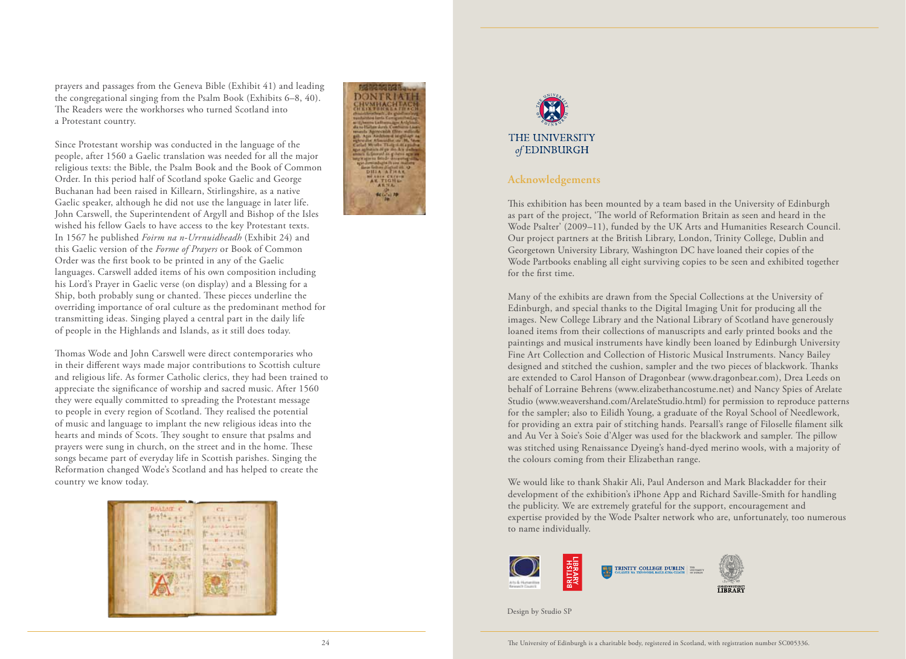prayers and passages from the Geneva Bible (Exhibit 41) and leading the congregational singing from the Psalm Book (Exhibits 6–8, 40). The Readers were the workhorses who turned Scotland into a Protestant country.

Since Protestant worship was conducted in the language of the people, after 1560 a Gaelic translation was needed for all the major religious texts: the Bible, the Psalm Book and the Book of Common Order. In this period half of Scotland spoke Gaelic and George Buchanan had been raised in Killearn, Stirlingshire, as a native Gaelic speaker, although he did not use the language in later life. John Carswell, the Superintendent of Argyll and Bishop of the Isles wished his fellow Gaels to have access to the key Protestant texts. In 1567 he published *Foirm na n-Urrnuidheadh* (Exhibit 24) and this Gaelic version of the *Forme of Prayers* or Book of Common Order was the first book to be printed in any of the Gaelic languages. Carswell added items of his own composition including his Lord's Prayer in Gaelic verse (on display) and a Blessing for a Ship, both probably sung or chanted. These pieces underline the overriding importance of oral culture as the predominant method for transmitting ideas. Singing played a central part in the daily life of people in the Highlands and Islands, as it still does today.

Thomas Wode and John Carswell were direct contemporaries who in their different ways made major contributions to Scottish culture and religious life. As former Catholic clerics, they had been trained to appreciate the significance of worship and sacred music. After 1560 they were equally committed to spreading the Protestant message to people in every region of Scotland. They realised the potential of music and language to implant the new religious ideas into the hearts and minds of Scots. They sought to ensure that psalms and prayers were sung in church, on the street and in the home. These songs became part of everyday life in Scottish parishes. Singing the Reformation changed Wode's Scotland and has helped to create the country we know today.

THE UNIVERSITY *of* EDINBURGH

## Acknowledgements

This exhibition has been mounted by a team based in the University of Edinburgh as part of the project, 'The world of Reformation Britain as seen and heard in the Wode Psalter' (2009–11), funded by the UK Arts and Humanities Research Council. Our project partners at the British Library, London, Trinity College, Dublin and Georgetown University Library, Washington DC have loaned their copies of the Wode Partbooks enabling all eight surviving copies to be seen and exhibited together for the first time.

Many of the exhibits are drawn from the Special Collections at the University of Edinburgh, and special thanks to the Digital Imaging Unit for producing all the images. New College Library and the National Library of Scotland have generously loaned items from their collections of manuscripts and early printed books and the paintings and musical instruments have kindly been loaned by Edinburgh University Fine Art Collection and Collection of Historic Musical Instruments. Nancy Bailey designed and stitched the cushion, sampler and the two pieces of blackwork. Thanks are extended to Carol Hanson of Dragonbear (www.dragonbear.com), Drea Leeds on behalf of Lorraine Behrens (www.elizabethancostume.net) and Nancy Spies of Arelate Studio (www.weavershand.com/ArelateStudio.html) for permission to reproduce patterns for the sampler; also to Eilidh Young, a graduate of the Royal School of Needlework, for providing an extra pair of stitching hands. Pearsall's range of Filoselle filament silk and Au Ver à Soie's Soie d'Alger was used for the blackwork and sampler. The pillow was stitched using Renaissance Dyeing's hand-dyed merino wools, with a majority of the colours coming from their Elizabethan range.

We would like to thank Shakir Ali, Paul Anderson and Mark Blackadder for their development of the exhibition's iPhone App and Richard Saville-Smith for handling the publicity. We are extremely grateful for the support, encouragement and expertise provided by the Wode Psalter network who are, unfortunately, too numerous to name individually.

Arts & Humanities Research Council | British Library | Trinity College Dublin | Georgetown University Library

Design by Studio SP

The University of Edinburgh is a charitable body, registered in Scotland, with registration number SC005336.